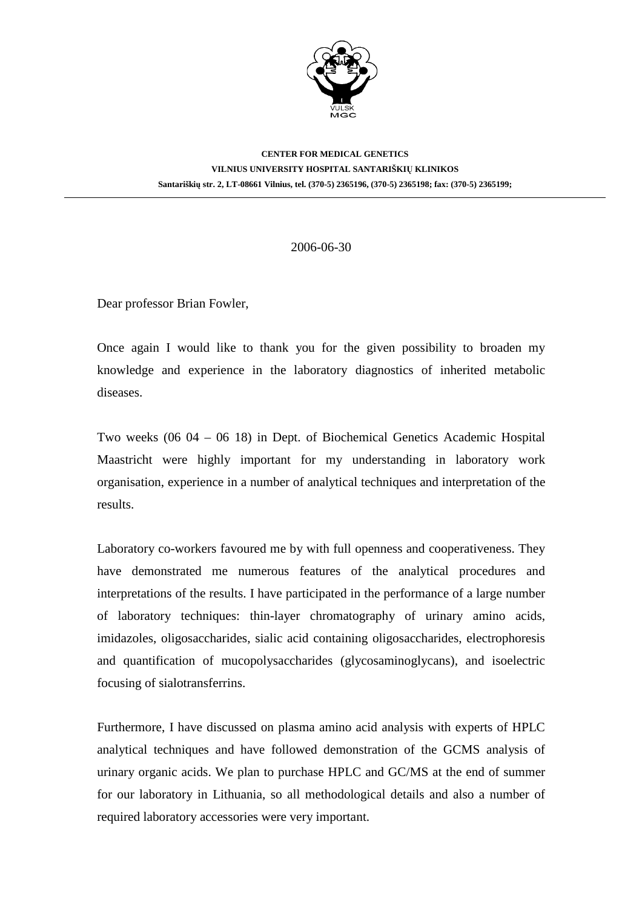VULSK
MGC

**CENTER FOR MEDICAL GENETICS**
**VILNIUS UNIVERSITY HOSPITAL SANTARIŠKIŲ KLINIKOS**
**Santariškių str. 2, LT-08661 Vilnius, tel. (370-5) 2365196, (370-5) 2365198; fax: (370-5) 2365199;**

---

2006-06-30

Dear professor Brian Fowler,

Once again I would like to thank you for the given possibility to broaden my knowledge and experience in the laboratory diagnostics of inherited metabolic diseases.

Two weeks (06 04 – 06 18) in Dept. of Biochemical Genetics Academic Hospital Maastricht were highly important for my understanding in laboratory work organisation, experience in a number of analytical techniques and interpretation of the results.

Laboratory co-workers favoured me by with full openness and cooperativeness. They have demonstrated me numerous features of the analytical procedures and interpretations of the results. I have participated in the performance of a large number of laboratory techniques: thin-layer chromatography of urinary amino acids, imidazoles, oligosaccharides, sialic acid containing oligosaccharides, electrophoresis and quantification of mucopolysaccharides (glycosaminoglycans), and isoelectric focusing of sialotransferrins.

Furthermore, I have discussed on plasma amino acid analysis with experts of HPLC analytical techniques and have followed demonstration of the GCMS analysis of urinary organic acids. We plan to purchase HPLC and GC/MS at the end of summer for our laboratory in Lithuania, so all methodological details and also a number of required laboratory accessories were very important.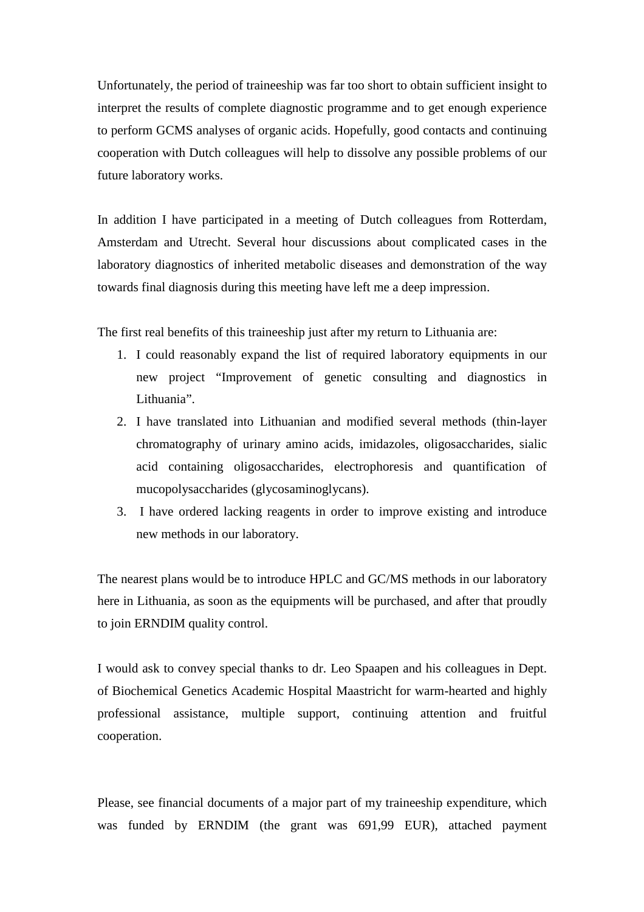Unfortunately, the period of traineeship was far too short to obtain sufficient insight to interpret the results of complete diagnostic programme and to get enough experience to perform GCMS analyses of organic acids. Hopefully, good contacts and continuing cooperation with Dutch colleagues will help to dissolve any possible problems of our future laboratory works.

In addition I have participated in a meeting of Dutch colleagues from Rotterdam, Amsterdam and Utrecht. Several hour discussions about complicated cases in the laboratory diagnostics of inherited metabolic diseases and demonstration of the way towards final diagnosis during this meeting have left me a deep impression.

The first real benefits of this traineeship just after my return to Lithuania are:

1. I could reasonably expand the list of required laboratory equipments in our new project "Improvement of genetic consulting and diagnostics in Lithuania".
2. I have translated into Lithuanian and modified several methods (thin-layer chromatography of urinary amino acids, imidazoles, oligosaccharides, sialic acid containing oligosaccharides, electrophoresis and quantification of mucopolysaccharides (glycosaminoglycans).
3. I have ordered lacking reagents in order to improve existing and introduce new methods in our laboratory.

The nearest plans would be to introduce HPLC and GC/MS methods in our laboratory here in Lithuania, as soon as the equipments will be purchased, and after that proudly to join ERNDIM quality control.

I would ask to convey special thanks to dr. Leo Spaapen and his colleagues in Dept. of Biochemical Genetics Academic Hospital Maastricht for warm-hearted and highly professional assistance, multiple support, continuing attention and fruitful cooperation.

Please, see financial documents of a major part of my traineeship expenditure, which was funded by ERNDIM (the grant was 691,99 EUR), attached payment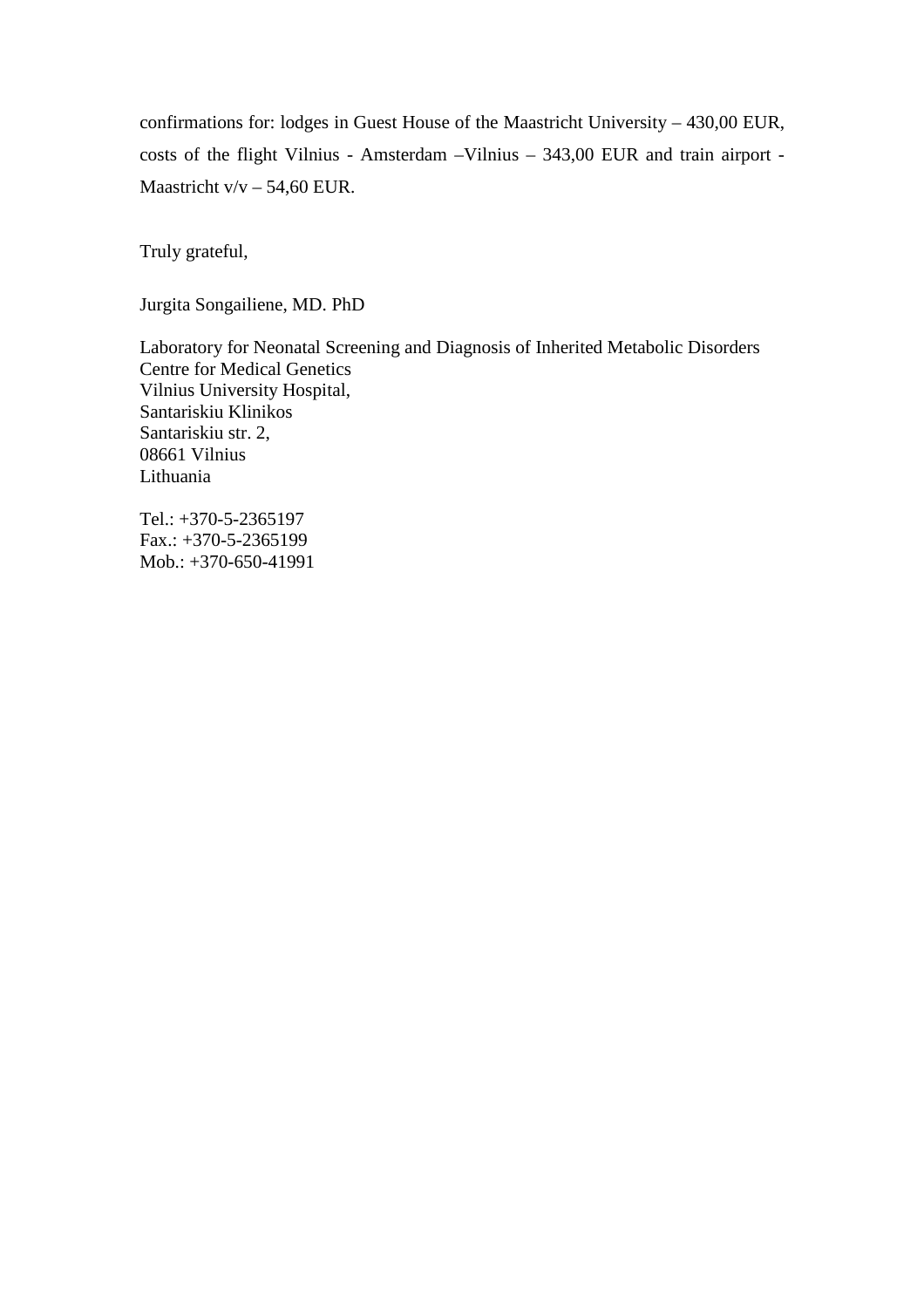confirmations for: lodges in Guest House of the Maastricht University – 430,00 EUR, costs of the flight Vilnius - Amsterdam –Vilnius – 343,00 EUR and train airport - Maastricht v/v – 54,60 EUR.

Truly grateful,

Jurgita Songailiene, MD. PhD

Laboratory for Neonatal Screening and Diagnosis of Inherited Metabolic Disorders
Centre for Medical Genetics
Vilnius University Hospital,
Santariskiu Klinikos
Santariskiu str. 2,
08661 Vilnius
Lithuania

Tel.: +370-5-2365197
Fax.: +370-5-2365199
Mob.: +370-650-41991